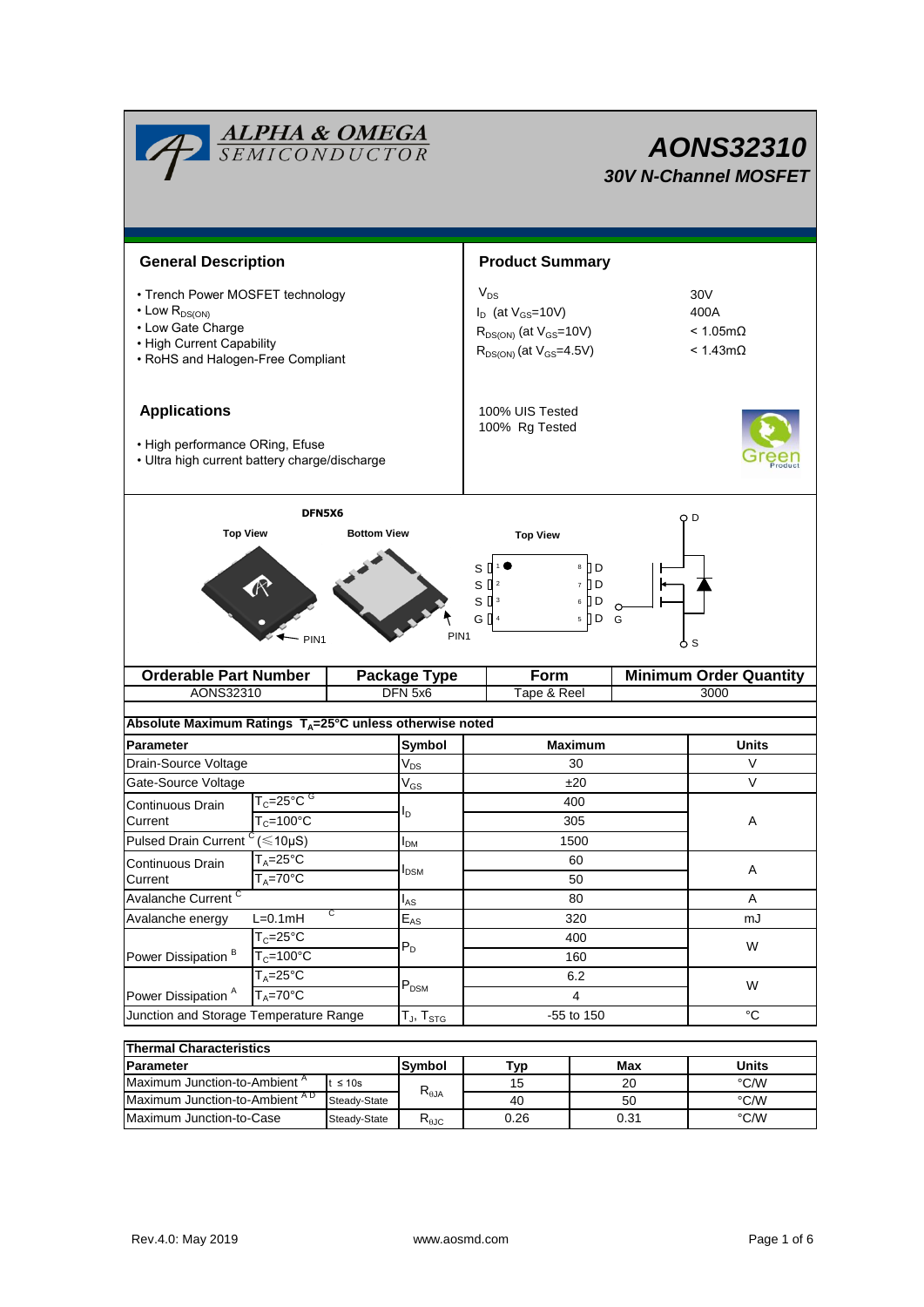# AONS32310

## 30V N-Channel MOSFET

ALPHA & OMEGA SEMICONDUCTOR

## General Description

- Trench Power MOSFET technology
- Low $R_{DS(ON)}$
- Low Gate Charge
- High Current Capability
- RoHS and Halogen-Free Compliant

## Product Summary

| | |
|---|---|
| $V_{DS}$ | 30V |
| $I_D$ (at $V_{GS}$=10V) | 400A |
| $R_{DS(ON)}$ (at $V_{GS}$=10V) | < 1.05mΩ |
| $R_{DS(ON)}$ (at $V_{GS}$=4.5V) | < 1.43mΩ |

100% UIS Tested
100% Rg Tested

## Applications

- High performance ORing, Efuse
- Ultra high current battery charge/discharge

DFN5X6

Top View | Bottom View | Top View

PIN1

S 1 | 8 D
S 2 | 7 D
S 3 | 6 D
G 4 | 5 D

D, G, S

| Orderable Part Number | Package Type | Form | Minimum Order Quantity |
|---|---|---|---|
| AONS32310 | DFN 5x6 | Tape & Reel | 3000 |

**Absolute Maximum Ratings $T_A$=25°C unless otherwise noted**

| Parameter | | Symbol | Maximum | Units |
|---|---|---|---|---|
| Drain-Source Voltage | | $V_{DS}$ | 30 | V |
| Gate-Source Voltage | | $V_{GS}$ | ±20 | V |
| Continuous Drain Current | $T_C$=25°C [G] | $I_D$ | 400 | A |
| | $T_C$=100°C | | 305 | |
| Pulsed Drain Current [C] (≤10μS) | | $I_{DM}$ | 1500 | |
| Continuous Drain Current | $T_A$=25°C | $I_{DSM}$ | 60 | A |
| | $T_A$=70°C | | 50 | |
| Avalanche Current [C] | | $I_{AS}$ | 80 | A |
| Avalanche energy | L=0.1mH [C] | $E_{AS}$ | 320 | mJ |
| Power Dissipation [B] | $T_C$=25°C | $P_D$ | 400 | W |
| | $T_C$=100°C | | 160 | |
| Power Dissipation [A] | $T_A$=25°C | $P_{DSM}$ | 6.2 | W |
| | $T_A$=70°C | | 4 | |
| Junction and Storage Temperature Range | | $T_J$, $T_{STG}$ | -55 to 150 | °C |

**Thermal Characteristics**

| Parameter | | Symbol | Typ | Max | Units |
|---|---|---|---|---|---|
| Maximum Junction-to-Ambient [A] | t ≤ 10s | $R_{\theta JA}$ | 15 | 20 | °C/W |
| Maximum Junction-to-Ambient [A D] | Steady-State | | 40 | 50 | °C/W |
| Maximum Junction-to-Case | Steady-State | $R_{\theta JC}$ | 0.26 | 0.31 | °C/W |

Rev.4.0: May 2019 www.aosmd.com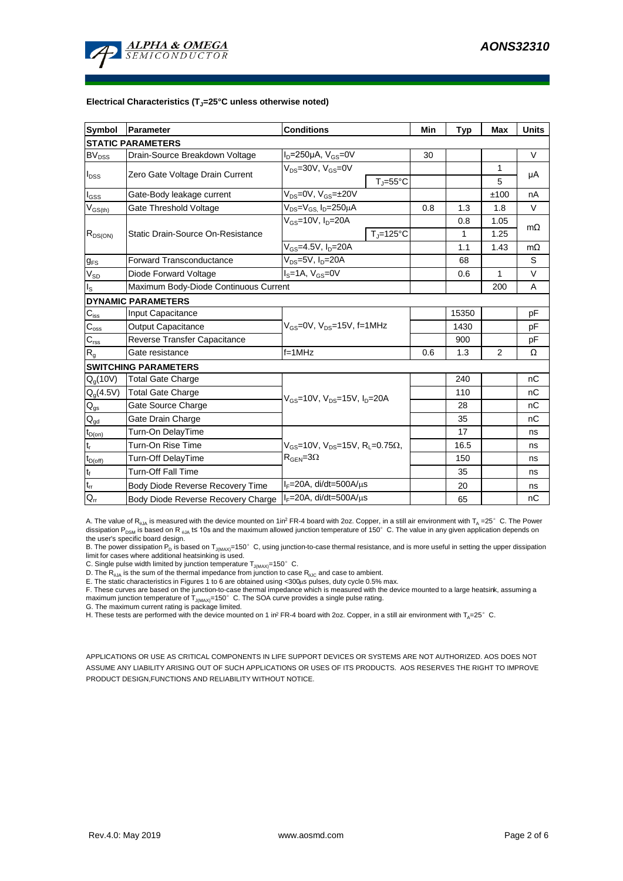**Electrical Characteristics ($T_J$=25°C unless otherwise noted)**

| Symbol | Parameter | Conditions | | Min | Typ | Max | Units |
|---|---|---|---|---|---|---|---|
| **STATIC PARAMETERS** | | | | | | | |
| $BV_{DSS}$ | Drain-Source Breakdown Voltage | $I_D$=250µA, $V_{GS}$=0V | | 30 | | | V |
| $I_{DSS}$ | Zero Gate Voltage Drain Current | $V_{DS}$=30V, $V_{GS}$=0V | | | | 1 | µA |
| | | | $T_J$=55°C | | | 5 | |
| $I_{GSS}$ | Gate-Body leakage current | $V_{DS}$=0V, $V_{GS}$=±20V | | | | ±100 | nA |
| $V_{GS(th)}$ | Gate Threshold Voltage | $V_{DS}$=$V_{GS}$, $I_D$=250µA | | 0.8 | 1.3 | 1.8 | V |
| $R_{DS(ON)}$ | Static Drain-Source On-Resistance | $V_{GS}$=10V, $I_D$=20A | | | 0.8 | 1.05 | mΩ |
| | | | $T_J$=125°C | | 1 | 1.25 | |
| | | $V_{GS}$=4.5V, $I_D$=20A | | | 1.1 | 1.43 | mΩ |
| $g_{FS}$ | Forward Transconductance | $V_{DS}$=5V, $I_D$=20A | | | 68 | | S |
| $V_{SD}$ | Diode Forward Voltage | $I_S$=1A, $V_{GS}$=0V | | | 0.6 | 1 | V |
| $I_S$ | Maximum Body-Diode Continuous Current | | | | | 200 | A |
| **DYNAMIC PARAMETERS** | | | | | | | |
| $C_{iss}$ | Input Capacitance | $V_{GS}$=0V, $V_{DS}$=15V, f=1MHz | | | 15350 | | pF |
| $C_{oss}$ | Output Capacitance | | | | 1430 | | pF |
| $C_{rss}$ | Reverse Transfer Capacitance | | | | 900 | | pF |
| $R_g$ | Gate resistance | f=1MHz | | 0.6 | 1.3 | 2 | Ω |
| **SWITCHING PARAMETERS** | | | | | | | |
| $Q_g$(10V) | Total Gate Charge | $V_{GS}$=10V, $V_{DS}$=15V, $I_D$=20A | | | 240 | | nC |
| $Q_g$(4.5V) | Total Gate Charge | | | | 110 | | nC |
| $Q_{gs}$ | Gate Source Charge | | | | 28 | | nC |
| $Q_{gd}$ | Gate Drain Charge | | | | 35 | | nC |
| $t_{D(on)}$ | Turn-On DelayTime | $V_{GS}$=10V, $V_{DS}$=15V, $R_L$=0.75Ω, $R_{GEN}$=3Ω | | | 17 | | ns |
| $t_r$ | Turn-On Rise Time | | | | 16.5 | | ns |
| $t_{D(off)}$ | Turn-Off DelayTime | | | | 150 | | ns |
| $t_f$ | Turn-Off Fall Time | | | | 35 | | ns |
| $t_{rr}$ | Body Diode Reverse Recovery Time | $I_F$=20A, di/dt=500A/µs | | | 20 | | ns |
| $Q_{rr}$ | Body Diode Reverse Recovery Charge | $I_F$=20A, di/dt=500A/µs | | | 65 | | nC |

A. The value of $R_{\theta JA}$ is measured with the device mounted on 1in² FR-4 board with 2oz. Copper, in a still air environment with $T_A$ =25°C. The Power dissipation $P_{DSM}$ is based on $R_{\theta JA}$ t≤ 10s and the maximum allowed junction temperature of 150°C. The value in any given application depends on the user's specific board design.

B. The power dissipation $P_D$ is based on $T_{J(MAX)}$=150°C, using junction-to-case thermal resistance, and is more useful in setting the upper dissipation limit for cases where additional heatsinking is used.

C. Single pulse width limited by junction temperature $T_{J(MAX)}$=150°C.

D. The $R_{\theta JA}$ is the sum of the thermal impedance from junction to case $R_{\theta JC}$ and case to ambient.

E. The static characteristics in Figures 1 to 6 are obtained using <300µs pulses, duty cycle 0.5% max.

F. These curves are based on the junction-to-case thermal impedance which is measured with the device mounted to a large heatsink, assuming a maximum junction temperature of $T_{J(MAX)}$=150°C. The SOA curve provides a single pulse rating.

G. The maximum current rating is package limited.

H. These tests are performed with the device mounted on 1 in² FR-4 board with 2oz. Copper, in a still air environment with $T_A$=25°C.

APPLICATIONS OR USE AS CRITICAL COMPONENTS IN LIFE SUPPORT DEVICES OR SYSTEMS ARE NOT AUTHORIZED. AOS DOES NOT ASSUME ANY LIABILITY ARISING OUT OF SUCH APPLICATIONS OR USES OF ITS PRODUCTS. AOS RESERVES THE RIGHT TO IMPROVE PRODUCT DESIGN,FUNCTIONS AND RELIABILITY WITHOUT NOTICE.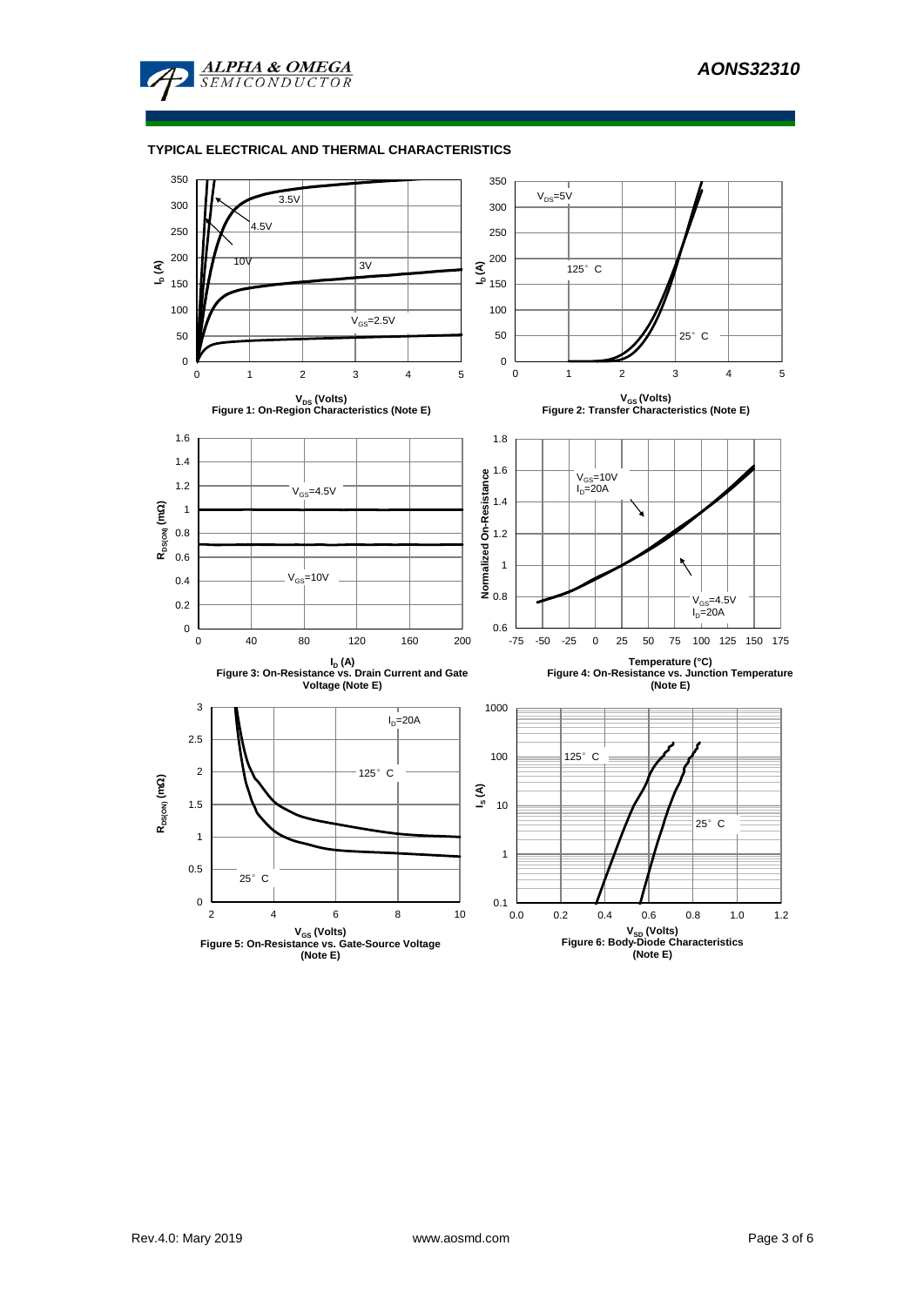## TYPICAL ELECTRICAL AND THERMAL CHARACTERISTICS

Figure 1: On-Region Characteristics (Note E)

Figure 2: Transfer Characteristics (Note E)

Figure 3: On-Resistance vs. Drain Current and Gate Voltage (Note E)

Figure 4: On-Resistance vs. Junction Temperature (Note E)

Figure 5: On-Resistance vs. Gate-Source Voltage (Note E)

Figure 6: Body-Diode Characteristics (Note E)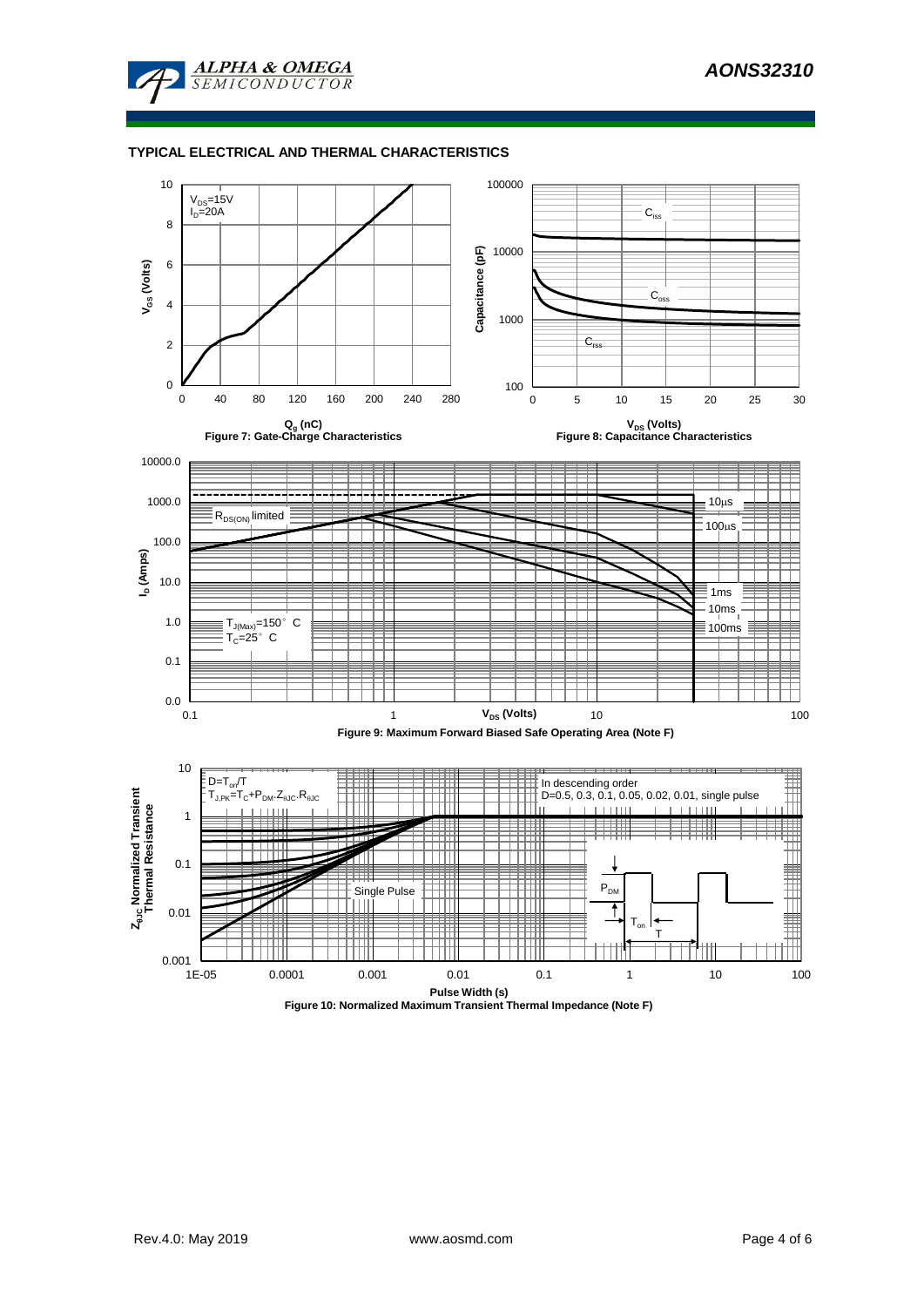## TYPICAL ELECTRICAL AND THERMAL CHARACTERISTICS

$V_{DS}$=15V
$I_D$=20A

$V_{GS}$ (Volts)

$Q_g$ (nC)

Figure 7: Gate-Charge Characteristics

$C_{iss}$

$C_{oss}$

$C_{rss}$

Capacitance (pF)

$V_{DS}$ (Volts)

Figure 8: Capacitance Characteristics

$R_{DS(ON)}$ limited

10µs

100µs

1ms

10ms

100ms

$T_{J(Max)}$=150° C
$T_C$=25° C

$I_D$ (Amps)

$V_{DS}$ (Volts)

Figure 9: Maximum Forward Biased Safe Operating Area (Note F)

$D=T_{on}/T$
$T_{J,PK}=T_C+P_{DM}.Z_{\theta JC}.R_{\theta JC}$

In descending order
D=0.5, 0.3, 0.1, 0.05, 0.02, 0.01, single pulse

Single Pulse

$P_{DM}$

$T_{on}$

T

$Z_{\theta JC}$ Normalized Transient Thermal Resistance

Pulse Width (s)

Figure 10: Normalized Maximum Transient Thermal Impedance (Note F)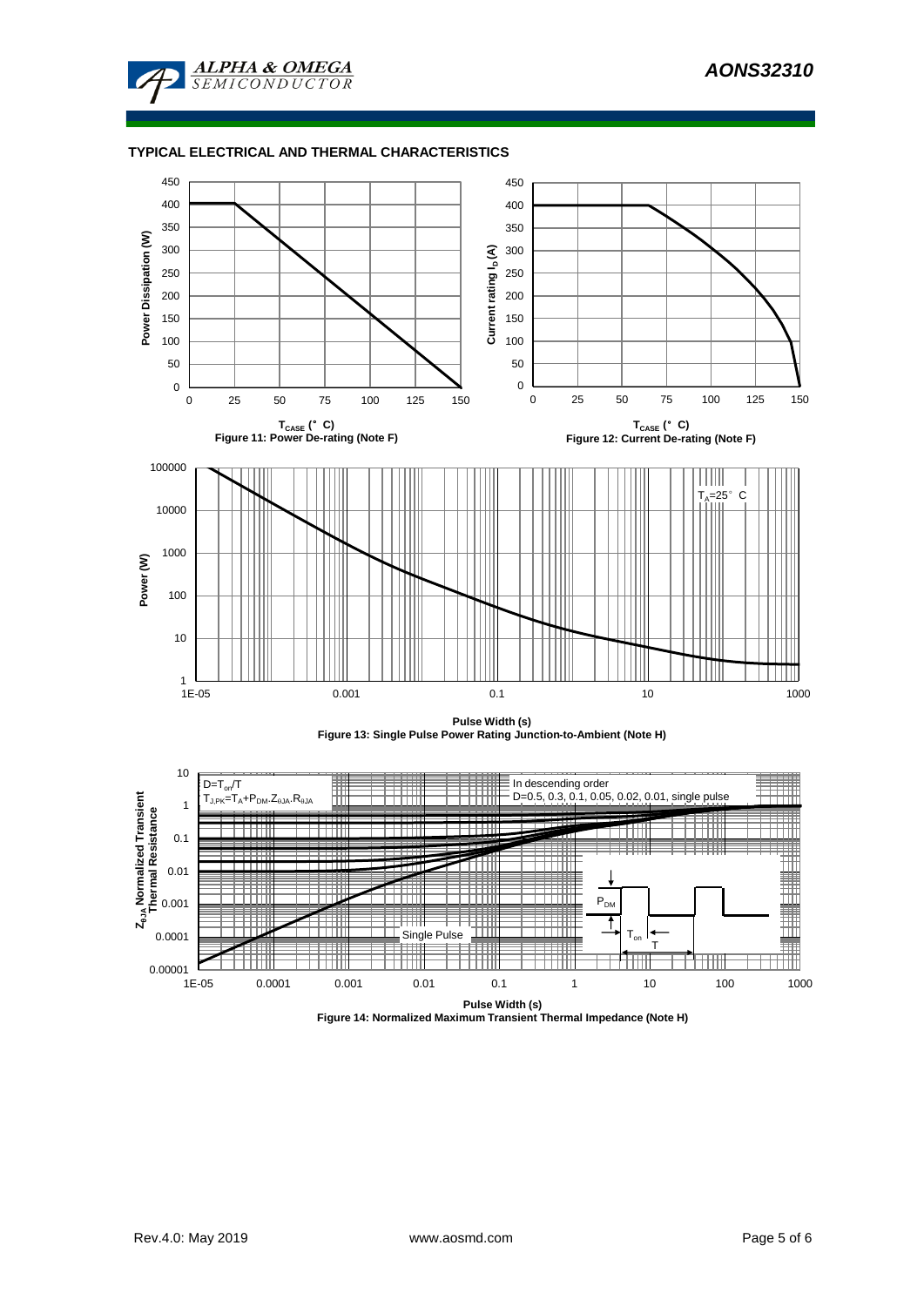## TYPICAL ELECTRICAL AND THERMAL CHARACTERISTICS

Figure 11: Power De-rating (Note F)

Figure 12: Current De-rating (Note F)

Figure 13: Single Pulse Power Rating Junction-to-Ambient (Note H)

Figure 14: Normalized Maximum Transient Thermal Impedance (Note H)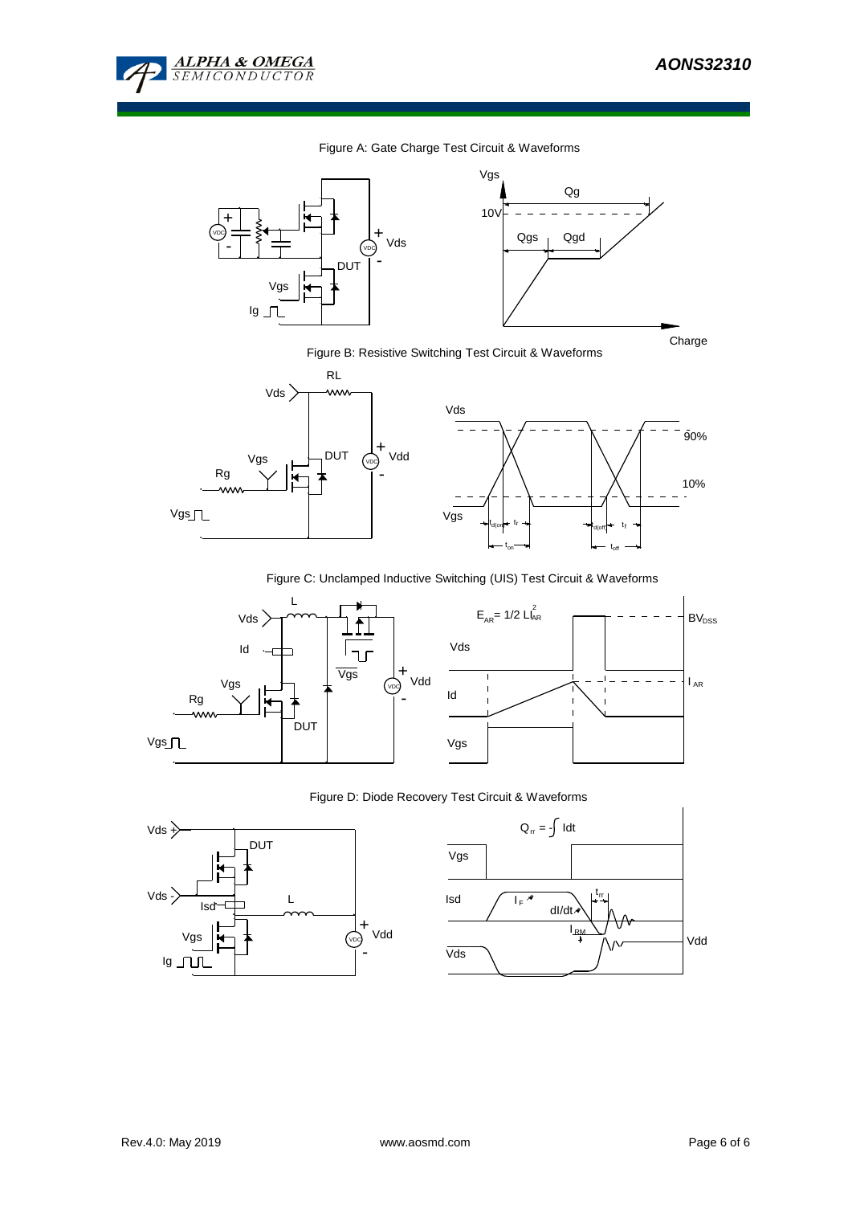Figure A: Gate Charge Test Circuit & Waveforms

VDC
+
-
Vds
VDC
+
-
DUT
Vgs
Ig

Vgs
Qg
10V
Qgs
Qgd
Charge

Figure B: Resistive Switching Test Circuit & Waveforms

RL
Vds
Vgs
DUT
Rg
Vgs
VDC
+
Vdd
-

Vds
90%
10%
Vgs
$t_{d(on)}$
$t_r$
$t_{on}$
$t_{d(off)}$
$t_f$
$t_{off}$

Figure C: Unclamped Inductive Switching (UIS) Test Circuit & Waveforms

L
Vds
Id
Vgs
Rg
Vgs
DUT
Vgs
VDC
+
Vdd
-

$E_{AR} = 1/2\ LI_{AR}^2$
$BV_{DSS}$
Vds
Id
$I_{AR}$
Vgs

Figure D: Diode Recovery Test Circuit & Waveforms

Vds +
DUT
Vds -
Isd
L
Vgs
Ig
VDC
+
Vdd
-

$Q_{rr} = -\int Idt$
Vgs
Isd
$I_F$
dI/dt
$t_{rr}$
$I_{RM}$
Vds
Vdd